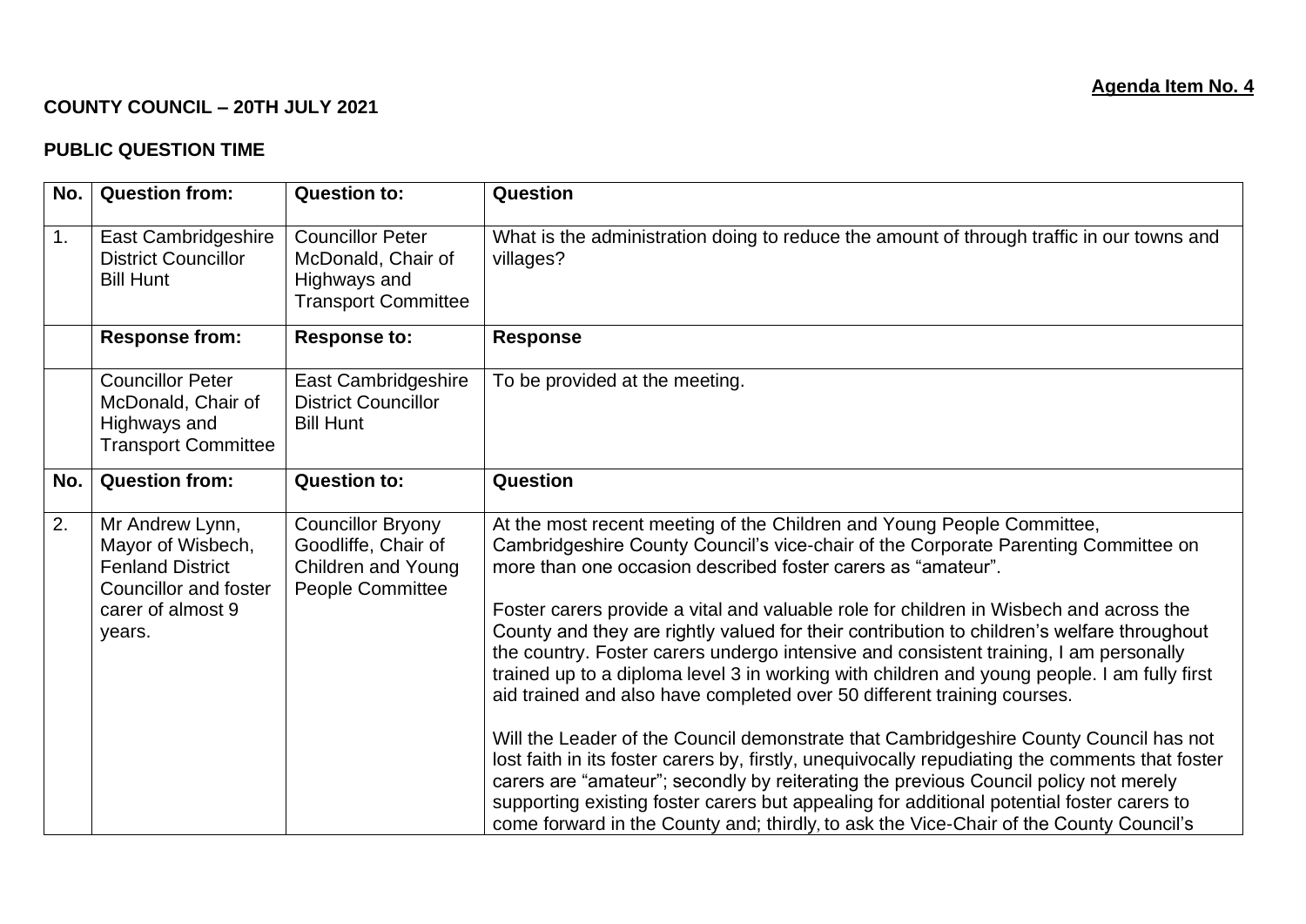**Agenda Item No. 4**

**COUNTY COUNCIL – 20TH JULY 2021**

**PUBLIC QUESTION TIME**

| No. | Question from: | Question to: | Question |
|---|---|---|---|
| 1. | East Cambridgeshire District Councillor Bill Hunt | Councillor Peter McDonald, Chair of Highways and Transport Committee | What is the administration doing to reduce the amount of through traffic in our towns and villages? |
| | **Response from:** | **Response to:** | **Response** |
| | Councillor Peter McDonald, Chair of Highways and Transport Committee | East Cambridgeshire District Councillor Bill Hunt | To be provided at the meeting. |
| **No.** | **Question from:** | **Question to:** | **Question** |
| 2. | Mr Andrew Lynn, Mayor of Wisbech, Fenland District Councillor and foster carer of almost 9 years. | Councillor Bryony Goodliffe, Chair of Children and Young People Committee | At the most recent meeting of the Children and Young People Committee, Cambridgeshire County Council's vice-chair of the Corporate Parenting Committee on more than one occasion described foster carers as "amateur".<br><br>Foster carers provide a vital and valuable role for children in Wisbech and across the County and they are rightly valued for their contribution to children's welfare throughout the country. Foster carers undergo intensive and consistent training, I am personally trained up to a diploma level 3 in working with children and young people. I am fully first aid trained and also have completed over 50 different training courses.<br><br>Will the Leader of the Council demonstrate that Cambridgeshire County Council has not lost faith in its foster carers by, firstly, unequivocally repudiating the comments that foster carers are "amateur"; secondly by reiterating the previous Council policy not merely supporting existing foster carers but appealing for additional potential foster carers to come forward in the County and; thirdly, to ask the Vice-Chair of the County Council's |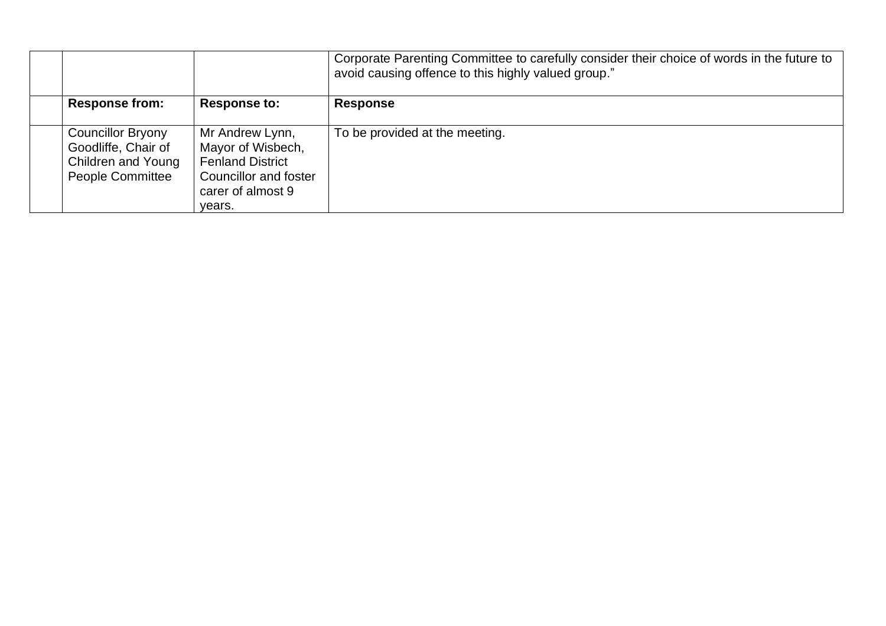| | | | |
|---|---|---|---|
| | | | Corporate Parenting Committee to carefully consider their choice of words in the future to avoid causing offence to this highly valued group.” |
| | **Response from:** | **Response to:** | **Response** |
| | Councillor Bryony Goodliffe, Chair of Children and Young People Committee | Mr Andrew Lynn, Mayor of Wisbech, Fenland District Councillor and foster carer of almost 9 years. | To be provided at the meeting. |